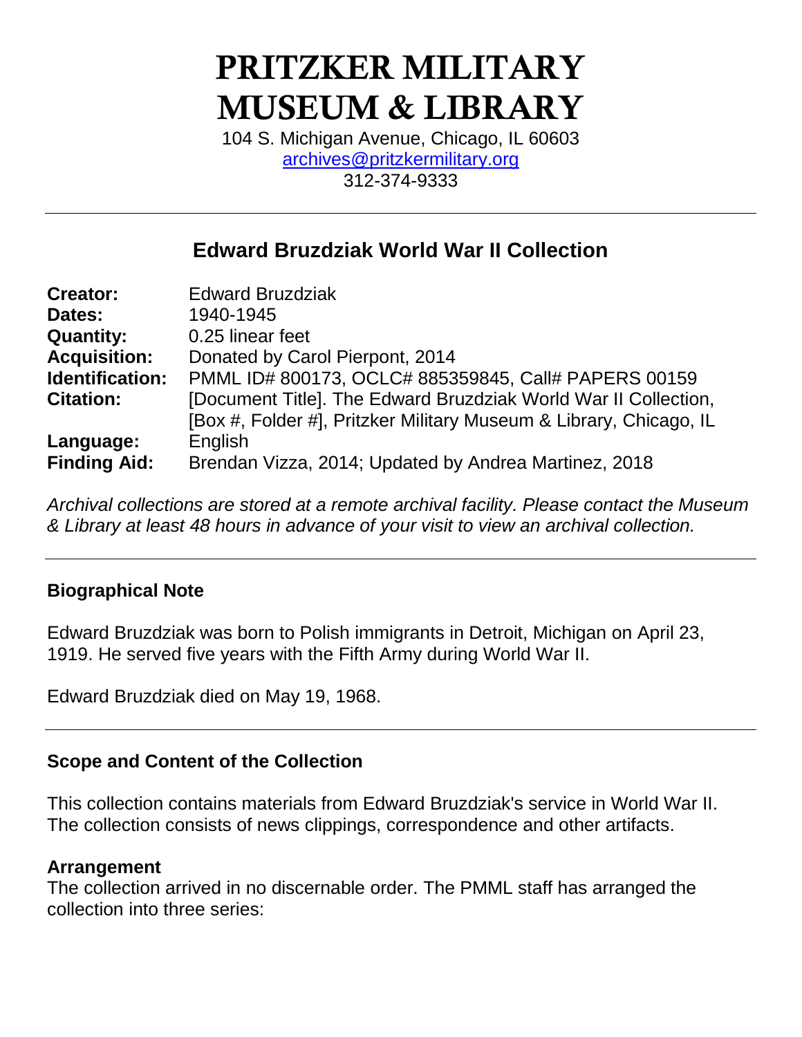# PRITZKER MILITARY MUSEUM & LIBRARY

104 S. Michigan Avenue, Chicago, IL 60603
archives@pritzkermilitary.org
312-374-9333

---

## Edward Bruzdziak World War II Collection

| | |
|---|---|
| **Creator:** | Edward Bruzdziak |
| **Dates:** | 1940-1945 |
| **Quantity:** | 0.25 linear feet |
| **Acquisition:** | Donated by Carol Pierpont, 2014 |
| **Identification:** | PMML ID# 800173, OCLC# 885359845, Call# PAPERS 00159 |
| **Citation:** | [Document Title]. The Edward Bruzdziak World War II Collection, [Box #, Folder #], Pritzker Military Museum & Library, Chicago, IL |
| **Language:** | English |
| **Finding Aid:** | Brendan Vizza, 2014; Updated by Andrea Martinez, 2018 |

*Archival collections are stored at a remote archival facility. Please contact the Museum & Library at least 48 hours in advance of your visit to view an archival collection.*

---

### Biographical Note

Edward Bruzdziak was born to Polish immigrants in Detroit, Michigan on April 23, 1919. He served five years with the Fifth Army during World War II.

Edward Bruzdziak died on May 19, 1968.

---

### Scope and Content of the Collection

This collection contains materials from Edward Bruzdziak's service in World War II. The collection consists of news clippings, correspondence and other artifacts.

#### Arrangement

The collection arrived in no discernable order. The PMML staff has arranged the collection into three series: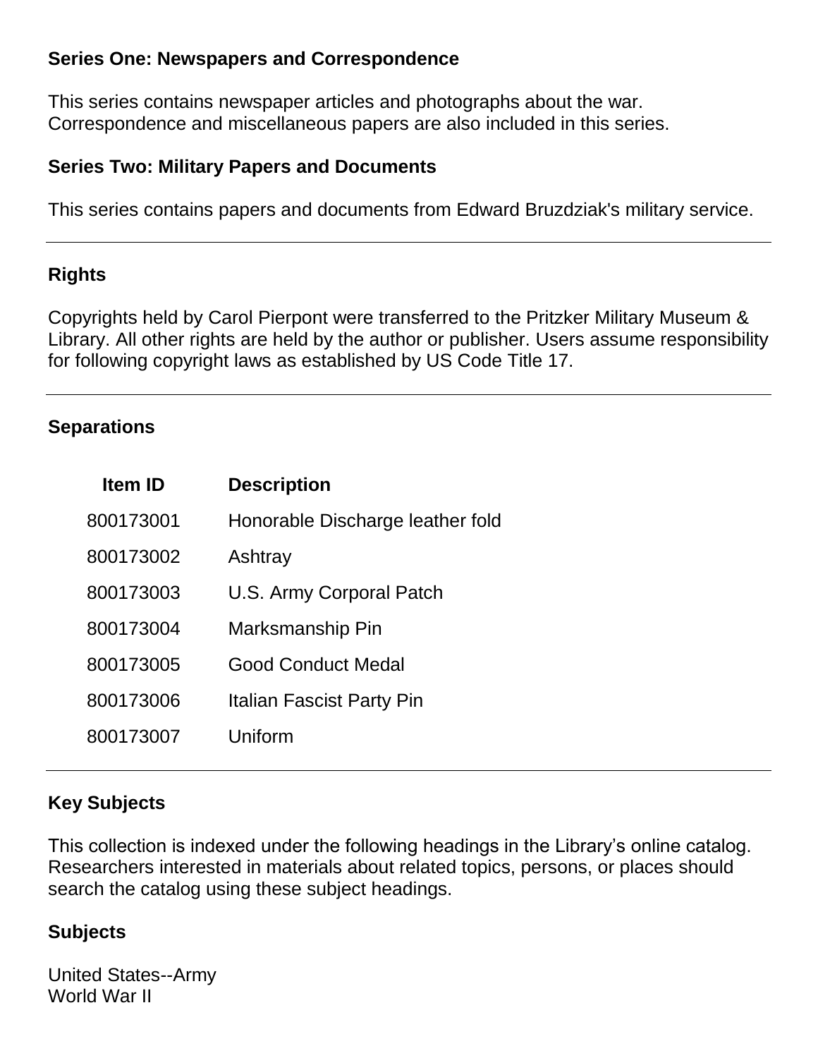### Series One: Newspapers and Correspondence

This series contains newspaper articles and photographs about the war. Correspondence and miscellaneous papers are also included in this series.

### Series Two: Military Papers and Documents

This series contains papers and documents from Edward Bruzdziak's military service.

---

## Rights

Copyrights held by Carol Pierpont were transferred to the Pritzker Military Museum & Library. All other rights are held by the author or publisher. Users assume responsibility for following copyright laws as established by US Code Title 17.

---

## Separations

| Item ID | Description |
| --- | --- |
| 800173001 | Honorable Discharge leather fold |
| 800173002 | Ashtray |
| 800173003 | U.S. Army Corporal Patch |
| 800173004 | Marksmanship Pin |
| 800173005 | Good Conduct Medal |
| 800173006 | Italian Fascist Party Pin |
| 800173007 | Uniform |

---

## Key Subjects

This collection is indexed under the following headings in the Library's online catalog. Researchers interested in materials about related topics, persons, or places should search the catalog using these subject headings.

### Subjects

United States--Army
World War II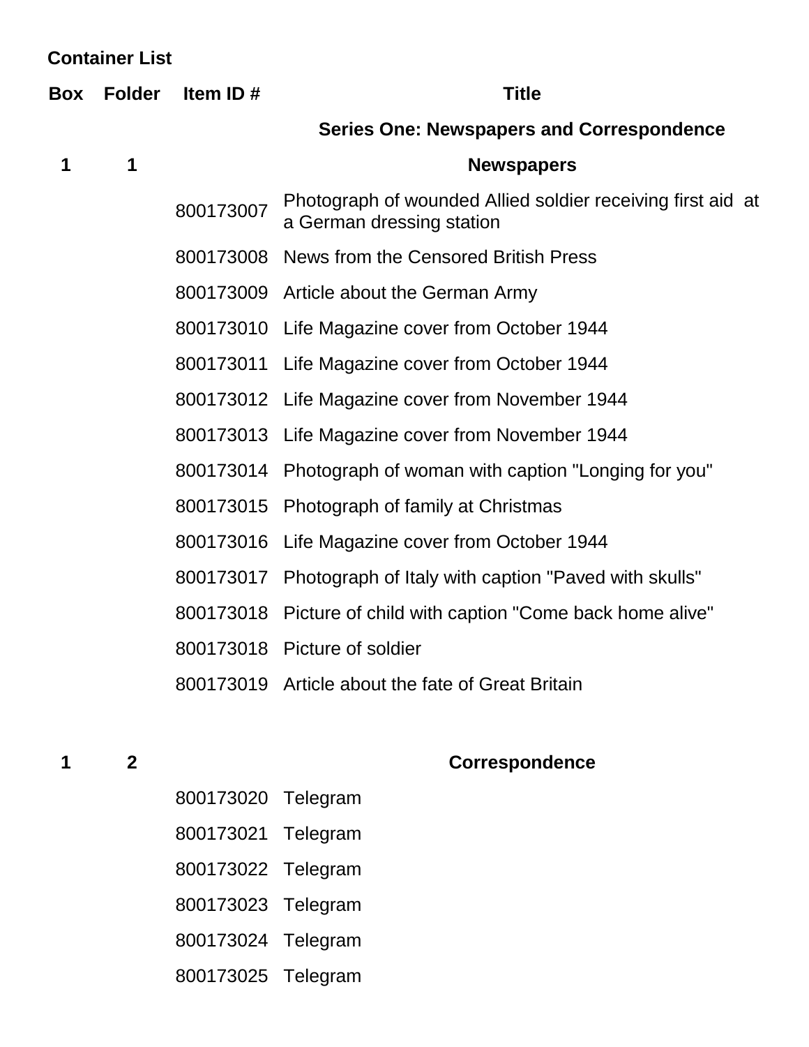## Container List

| Box | Folder | Item ID # | Title |
|---|---|---|---|
| | | | **Series One: Newspapers and Correspondence** |
| **1** | **1** | | **Newspapers** |
| | | 800173007 | Photograph of wounded Allied soldier receiving first aid at a German dressing station |
| | | 800173008 | News from the Censored British Press |
| | | 800173009 | Article about the German Army |
| | | 800173010 | Life Magazine cover from October 1944 |
| | | 800173011 | Life Magazine cover from October 1944 |
| | | 800173012 | Life Magazine cover from November 1944 |
| | | 800173013 | Life Magazine cover from November 1944 |
| | | 800173014 | Photograph of woman with caption "Longing for you" |
| | | 800173015 | Photograph of family at Christmas |
| | | 800173016 | Life Magazine cover from October 1944 |
| | | 800173017 | Photograph of Italy with caption "Paved with skulls" |
| | | 800173018 | Picture of child with caption "Come back home alive" |
| | | 800173018 | Picture of soldier |
| | | 800173019 | Article about the fate of Great Britain |
| **1** | **2** | | **Correspondence** |
| | | 800173020 | Telegram |
| | | 800173021 | Telegram |
| | | 800173022 | Telegram |
| | | 800173023 | Telegram |
| | | 800173024 | Telegram |
| | | 800173025 | Telegram |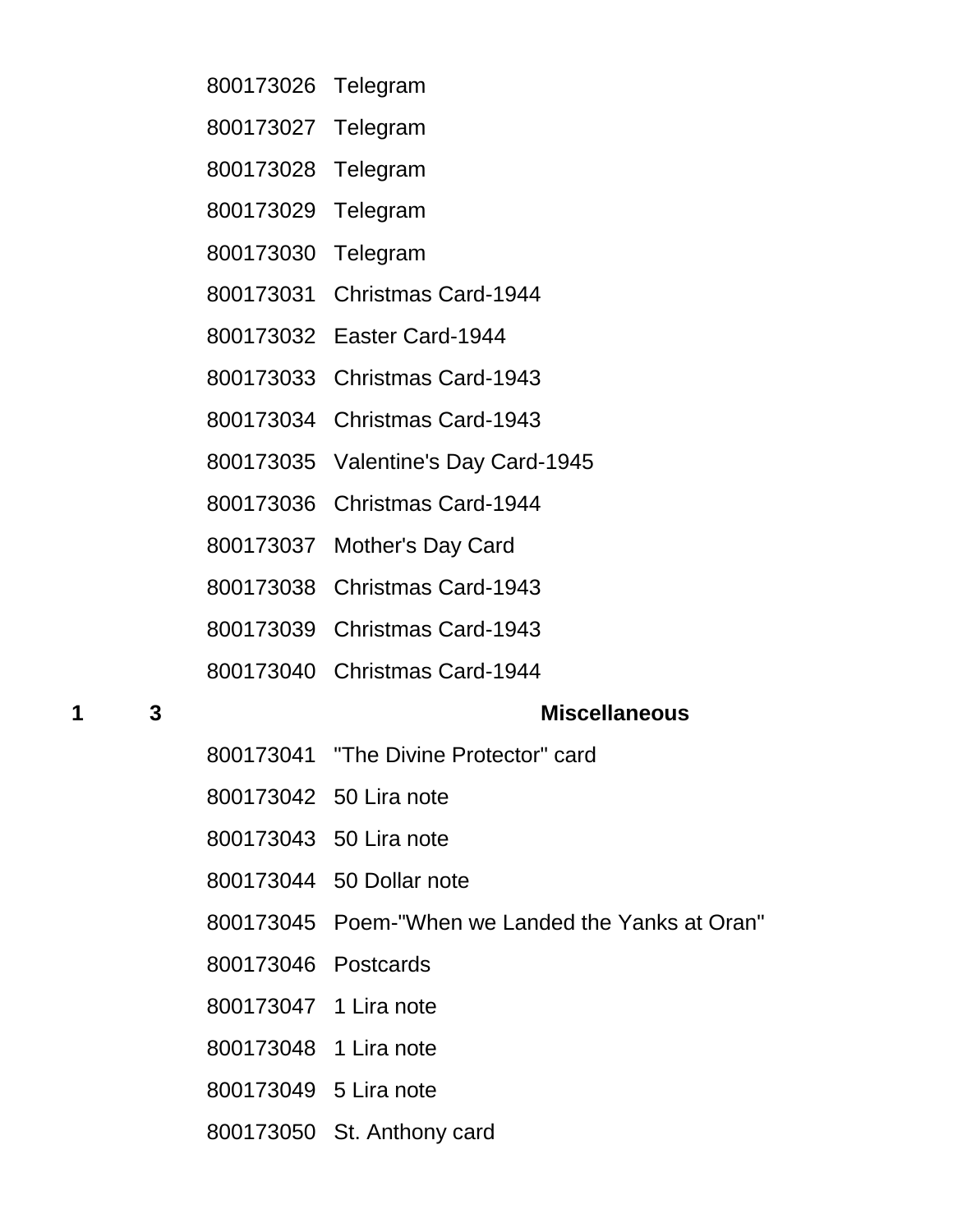| | | | |
|---|---|---|---|
| | | 800173026 | Telegram |
| | | 800173027 | Telegram |
| | | 800173028 | Telegram |
| | | 800173029 | Telegram |
| | | 800173030 | Telegram |
| | | 800173031 | Christmas Card-1944 |
| | | 800173032 | Easter Card-1944 |
| | | 800173033 | Christmas Card-1943 |
| | | 800173034 | Christmas Card-1943 |
| | | 800173035 | Valentine's Day Card-1945 |
| | | 800173036 | Christmas Card-1944 |
| | | 800173037 | Mother's Day Card |
| | | 800173038 | Christmas Card-1943 |
| | | 800173039 | Christmas Card-1943 |
| | | 800173040 | Christmas Card-1944 |
| **1** | **3** | | **Miscellaneous** |
| | | 800173041 | "The Divine Protector" card |
| | | 800173042 | 50 Lira note |
| | | 800173043 | 50 Lira note |
| | | 800173044 | 50 Dollar note |
| | | 800173045 | Poem-"When we Landed the Yanks at Oran" |
| | | 800173046 | Postcards |
| | | 800173047 | 1 Lira note |
| | | 800173048 | 1 Lira note |
| | | 800173049 | 5 Lira note |
| | | 800173050 | St. Anthony card |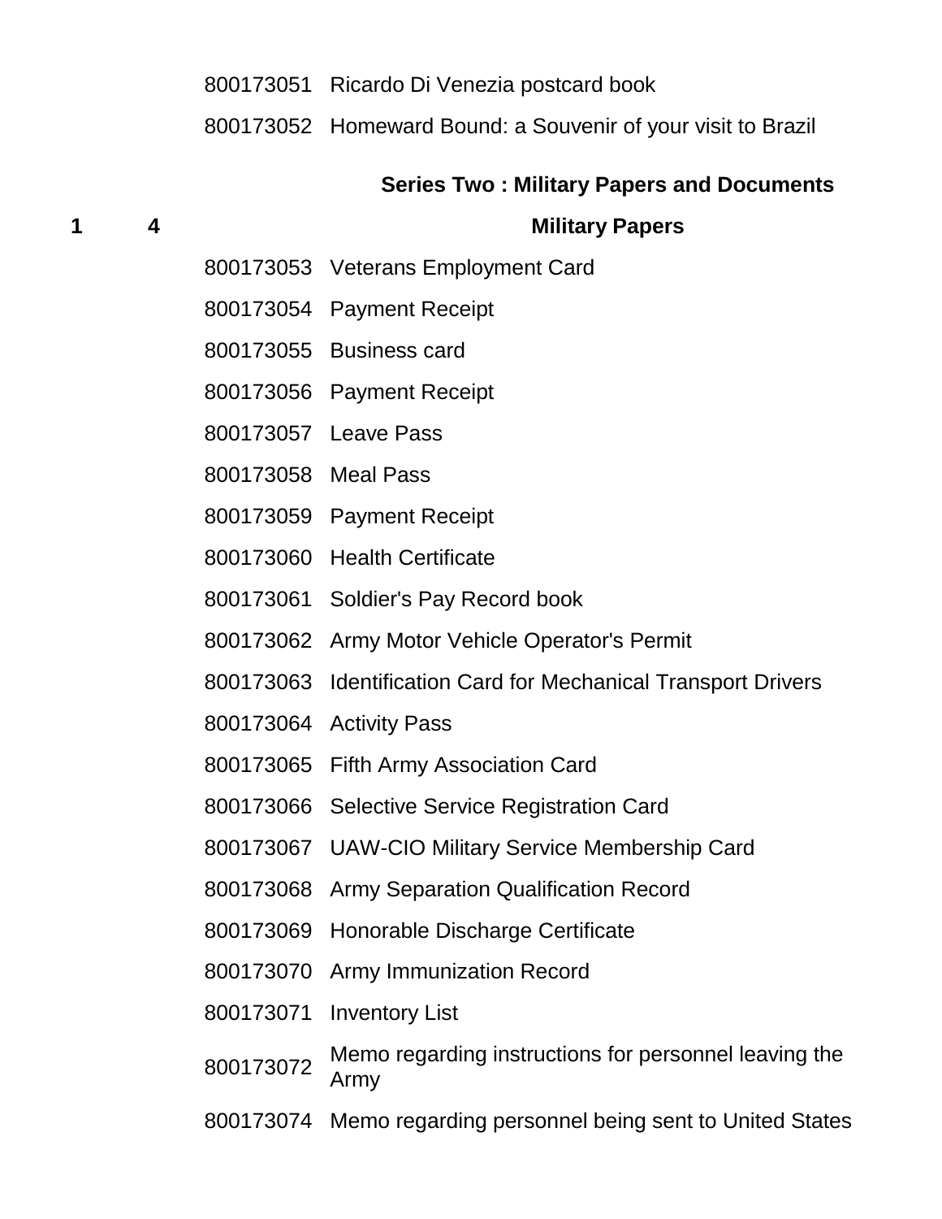800173051 Ricardo Di Venezia postcard book

800173052 Homeward Bound: a Souvenir of your visit to Brazil

## Series Two : Military Papers and Documents

**1 4 Military Papers**

800173053 Veterans Employment Card

800173054 Payment Receipt

800173055 Business card

800173056 Payment Receipt

800173057 Leave Pass

800173058 Meal Pass

800173059 Payment Receipt

800173060 Health Certificate

800173061 Soldier's Pay Record book

800173062 Army Motor Vehicle Operator's Permit

800173063 Identification Card for Mechanical Transport Drivers

800173064 Activity Pass

800173065 Fifth Army Association Card

800173066 Selective Service Registration Card

800173067 UAW-CIO Military Service Membership Card

800173068 Army Separation Qualification Record

800173069 Honorable Discharge Certificate

800173070 Army Immunization Record

800173071 Inventory List

800173072 Memo regarding instructions for personnel leaving the Army

800173074 Memo regarding personnel being sent to United States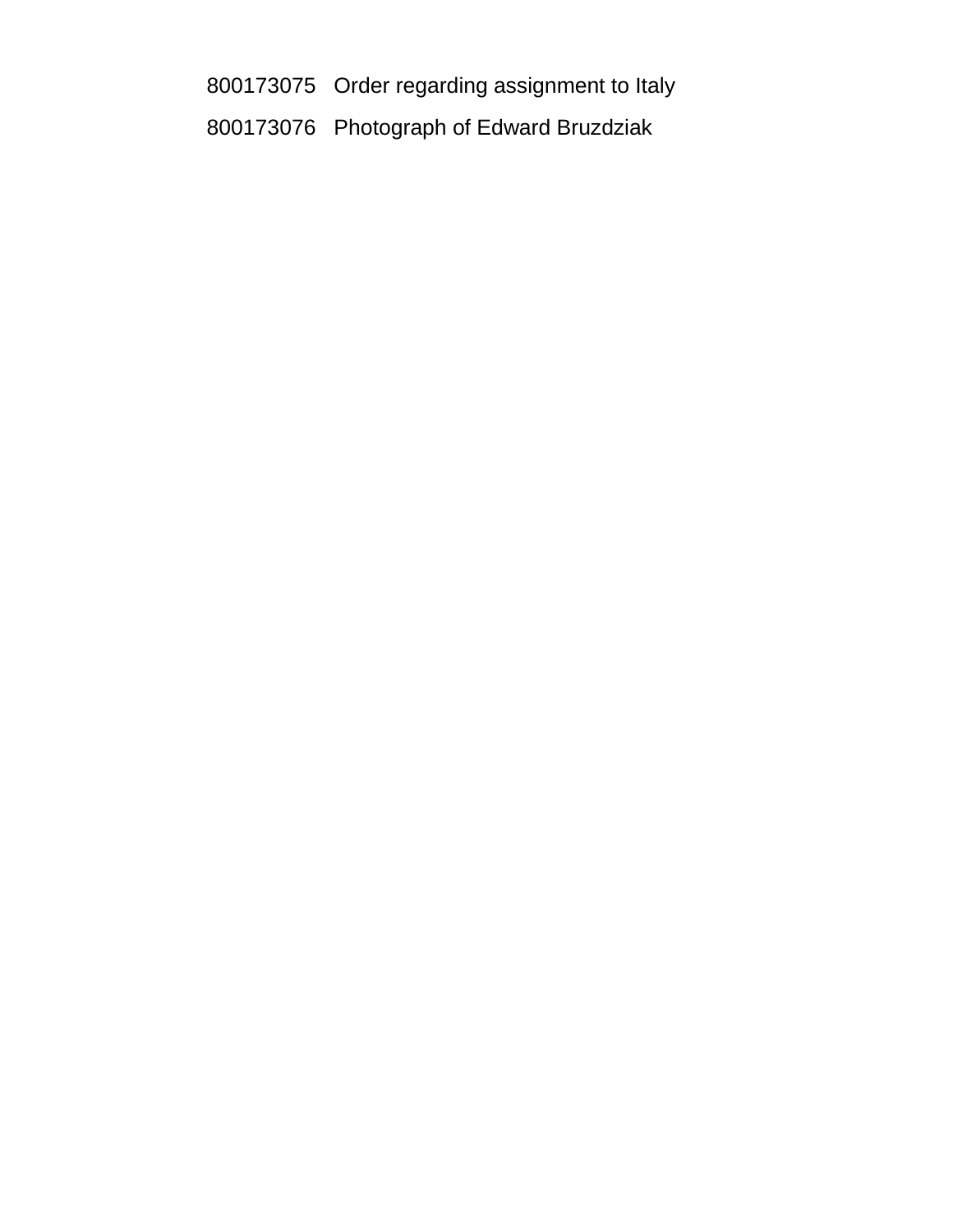| | |
|---|---|
| 800173075 | Order regarding assignment to Italy |
| 800173076 | Photograph of Edward Bruzdziak |